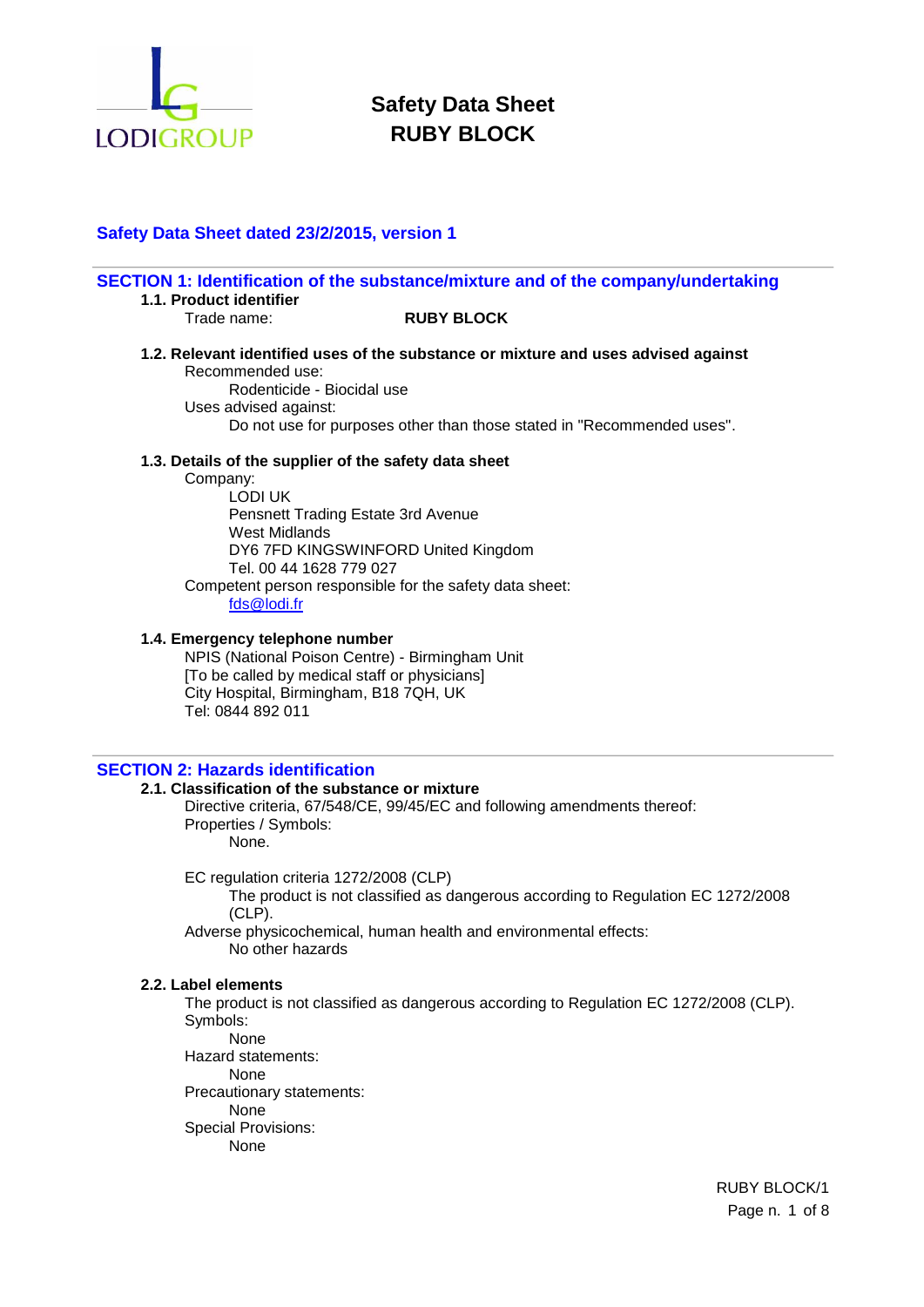# Safety Data Sheet
# RUBY BLOCK

**Safety Data Sheet dated 23/2/2015, version 1**

## SECTION 1: Identification of the substance/mixture and of the company/undertaking

### 1.1. Product identifier

Trade name: **RUBY BLOCK**

### 1.2. Relevant identified uses of the substance or mixture and uses advised against

Recommended use:

Rodenticide - Biocidal use

Uses advised against:

Do not use for purposes other than those stated in "Recommended uses".

### 1.3. Details of the supplier of the safety data sheet

Company:

LODI UK
Pensnett Trading Estate 3rd Avenue
West Midlands
DY6 7FD KINGSWINFORD United Kingdom
Tel. 00 44 1628 779 027

Competent person responsible for the safety data sheet:

fds@lodi.fr

### 1.4. Emergency telephone number

NPIS (National Poison Centre) - Birmingham Unit
[To be called by medical staff or physicians]
City Hospital, Birmingham, B18 7QH, UK
Tel: 0844 892 011

## SECTION 2: Hazards identification

### 2.1. Classification of the substance or mixture

Directive criteria, 67/548/CE, 99/45/EC and following amendments thereof:

Properties / Symbols:

None.

EC regulation criteria 1272/2008 (CLP)

The product is not classified as dangerous according to Regulation EC 1272/2008 (CLP).

Adverse physicochemical, human health and environmental effects:

No other hazards

### 2.2. Label elements

The product is not classified as dangerous according to Regulation EC 1272/2008 (CLP).

Symbols:

None

Hazard statements:

None

Precautionary statements:

None

Special Provisions:

None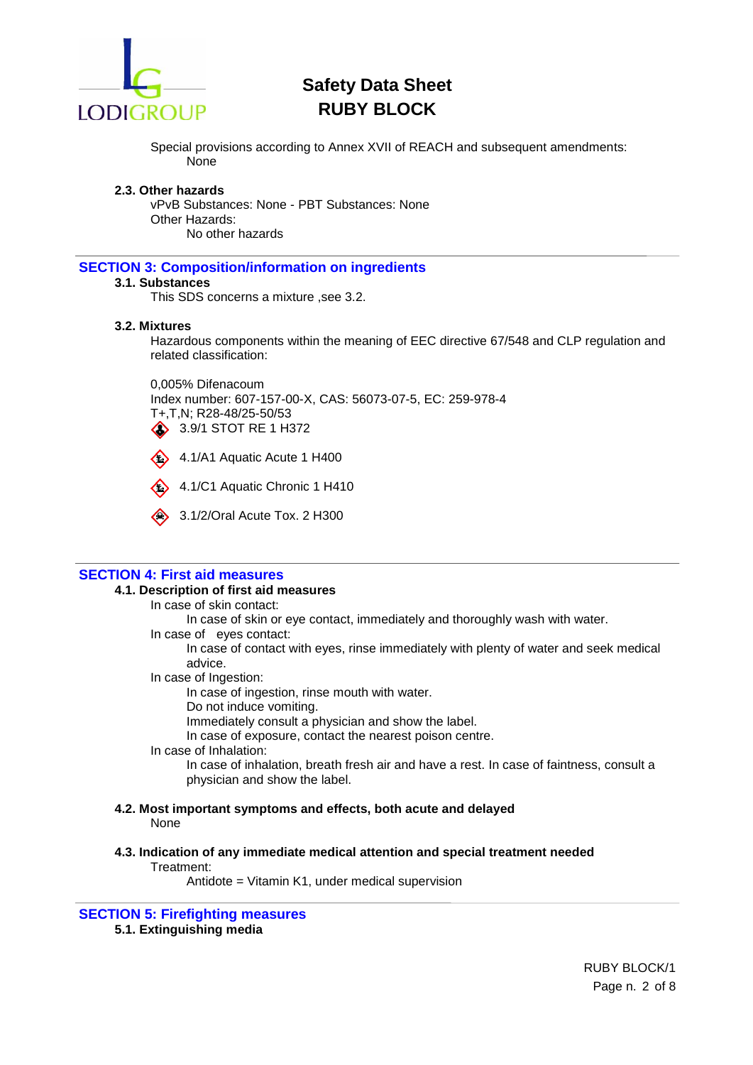Special provisions according to Annex XVII of REACH and subsequent amendments:
None

**2.3. Other hazards**

vPvB Substances: None - PBT Substances: None
Other Hazards:
No other hazards

## SECTION 3: Composition/information on ingredients

**3.1. Substances**

This SDS concerns a mixture ,see 3.2.

**3.2. Mixtures**

Hazardous components within the meaning of EEC directive 67/548 and CLP regulation and related classification:

0,005% Difenacoum
Index number: 607-157-00-X, CAS: 56073-07-5, EC: 259-978-4
T+,T,N; R28-48/25-50/53

3.9/1 STOT RE 1 H372

4.1/A1 Aquatic Acute 1 H400

4.1/C1 Aquatic Chronic 1 H410

3.1/2/Oral Acute Tox. 2 H300

## SECTION 4: First aid measures

**4.1. Description of first aid measures**

In case of skin contact:
In case of skin or eye contact, immediately and thoroughly wash with water.

In case of eyes contact:
In case of contact with eyes, rinse immediately with plenty of water and seek medical advice.

In case of Ingestion:
In case of ingestion, rinse mouth with water.
Do not induce vomiting.
Immediately consult a physician and show the label.
In case of exposure, contact the nearest poison centre.

In case of Inhalation:
In case of inhalation, breath fresh air and have a rest. In case of faintness, consult a physician and show the label.

**4.2. Most important symptoms and effects, both acute and delayed**

None

**4.3. Indication of any immediate medical attention and special treatment needed**

Treatment:
Antidote = Vitamin K1, under medical supervision

## SECTION 5: Firefighting measures

**5.1. Extinguishing media**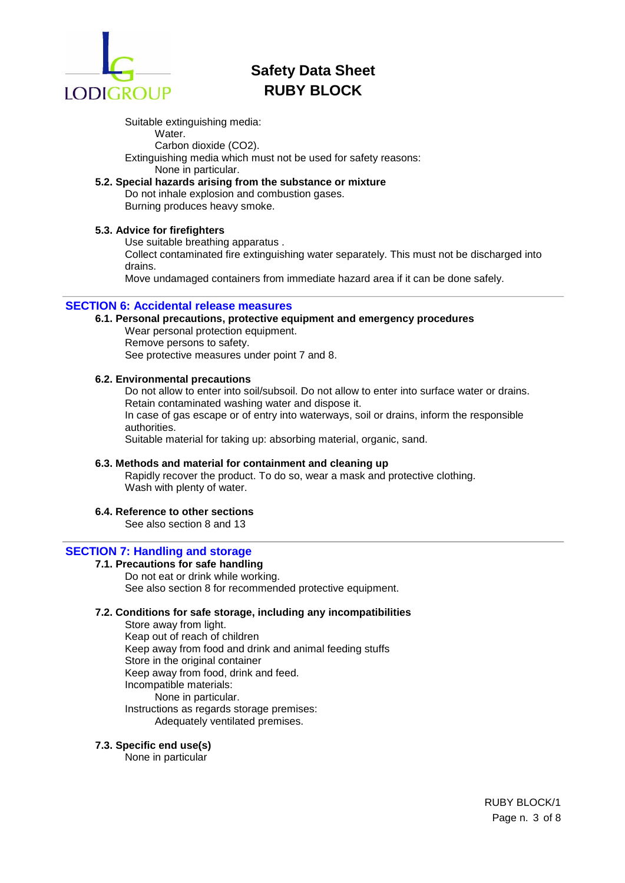Suitable extinguishing media:

Water.

Carbon dioxide ($CO_2$).

Extinguishing media which must not be used for safety reasons:

None in particular.

### 5.2. Special hazards arising from the substance or mixture

Do not inhale explosion and combustion gases.

Burning produces heavy smoke.

### 5.3. Advice for firefighters

Use suitable breathing apparatus .

Collect contaminated fire extinguishing water separately. This must not be discharged into drains.

Move undamaged containers from immediate hazard area if it can be done safely.

## SECTION 6: Accidental release measures

### 6.1. Personal precautions, protective equipment and emergency procedures

Wear personal protection equipment.

Remove persons to safety.

See protective measures under point 7 and 8.

### 6.2. Environmental precautions

Do not allow to enter into soil/subsoil. Do not allow to enter into surface water or drains.

Retain contaminated washing water and dispose it.

In case of gas escape or of entry into waterways, soil or drains, inform the responsible authorities.

Suitable material for taking up: absorbing material, organic, sand.

### 6.3. Methods and material for containment and cleaning up

Rapidly recover the product. To do so, wear a mask and protective clothing.

Wash with plenty of water.

### 6.4. Reference to other sections

See also section 8 and 13

## SECTION 7: Handling and storage

### 7.1. Precautions for safe handling

Do not eat or drink while working.

See also section 8 for recommended protective equipment.

### 7.2. Conditions for safe storage, including any incompatibilities

Store away from light.

Keap out of reach of children

Keep away from food and drink and animal feeding stuffs

Store in the original container

Keep away from food, drink and feed.

Incompatible materials:

None in particular.

Instructions as regards storage premises:

Adequately ventilated premises.

### 7.3. Specific end use(s)

None in particular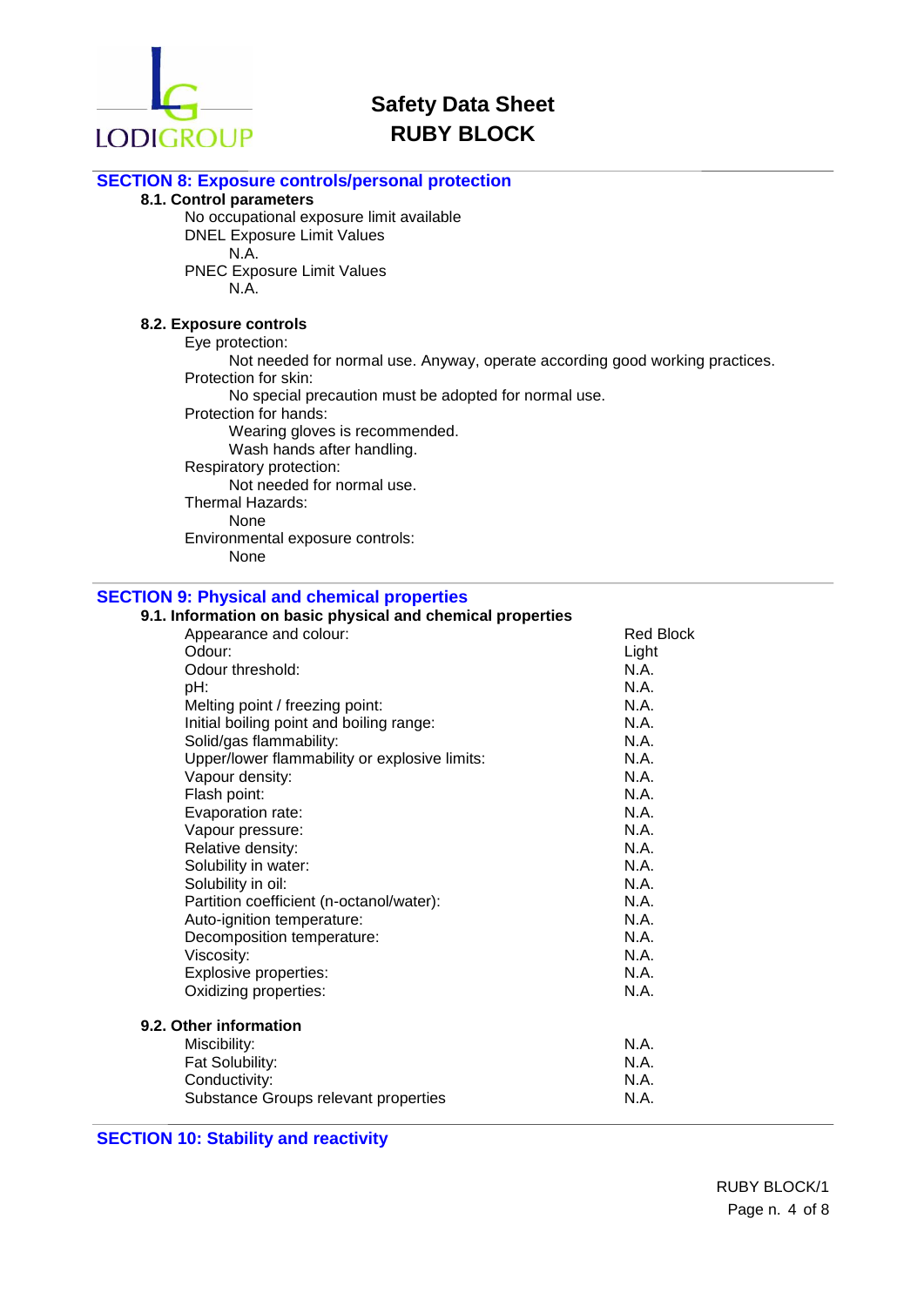## SECTION 8: Exposure controls/personal protection

### 8.1. Control parameters

No occupational exposure limit available

DNEL Exposure Limit Values

N.A.

PNEC Exposure Limit Values

N.A.

### 8.2. Exposure controls

Eye protection:

Not needed for normal use. Anyway, operate according good working practices.

Protection for skin:

No special precaution must be adopted for normal use.

Protection for hands:

Wearing gloves is recommended.

Wash hands after handling.

Respiratory protection:

Not needed for normal use.

Thermal Hazards:

None

Environmental exposure controls:

None

## SECTION 9: Physical and chemical properties

### 9.1. Information on basic physical and chemical properties

| Property | Value |
|---|---|
| Appearance and colour: | Red Block |
| Odour: | Light |
| Odour threshold: | N.A. |
| pH: | N.A. |
| Melting point / freezing point: | N.A. |
| Initial boiling point and boiling range: | N.A. |
| Solid/gas flammability: | N.A. |
| Upper/lower flammability or explosive limits: | N.A. |
| Vapour density: | N.A. |
| Flash point: | N.A. |
| Evaporation rate: | N.A. |
| Vapour pressure: | N.A. |
| Relative density: | N.A. |
| Solubility in water: | N.A. |
| Solubility in oil: | N.A. |
| Partition coefficient (n-octanol/water): | N.A. |
| Auto-ignition temperature: | N.A. |
| Decomposition temperature: | N.A. |
| Viscosity: | N.A. |
| Explosive properties: | N.A. |
| Oxidizing properties: | N.A. |

### 9.2. Other information

| Property | Value |
|---|---|
| Miscibility: | N.A. |
| Fat Solubility: | N.A. |
| Conductivity: | N.A. |
| Substance Groups relevant properties | N.A. |

## SECTION 10: Stability and reactivity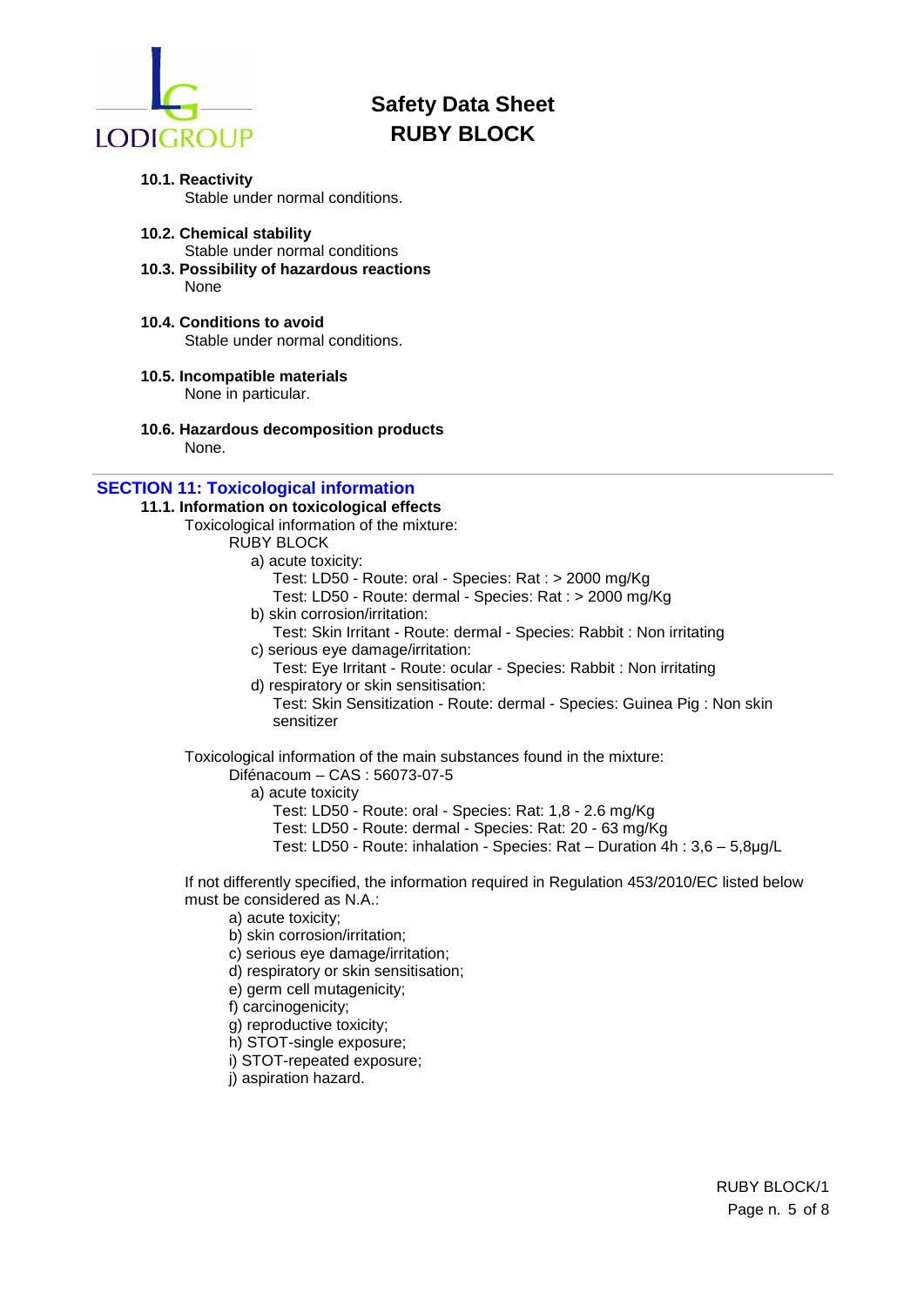**10.1. Reactivity**

Stable under normal conditions.

**10.2. Chemical stability**

Stable under normal conditions

**10.3. Possibility of hazardous reactions**

None

**10.4. Conditions to avoid**

Stable under normal conditions.

**10.5. Incompatible materials**

None in particular.

**10.6. Hazardous decomposition products**

None.

## SECTION 11: Toxicological information

**11.1. Information on toxicological effects**

Toxicological information of the mixture:

RUBY BLOCK

a) acute toxicity:

Test: LD50 - Route: oral - Species: Rat : > 2000 mg/Kg

Test: LD50 - Route: dermal - Species: Rat : > 2000 mg/Kg

b) skin corrosion/irritation:

Test: Skin Irritant - Route: dermal - Species: Rabbit : Non irritating

c) serious eye damage/irritation:

Test: Eye Irritant - Route: ocular - Species: Rabbit : Non irritating

d) respiratory or skin sensitisation:

Test: Skin Sensitization - Route: dermal - Species: Guinea Pig : Non skin sensitizer

Toxicological information of the main substances found in the mixture:

Difénacoum – CAS : 56073-07-5

a) acute toxicity

Test: LD50 - Route: oral - Species: Rat: 1,8 - 2.6 mg/Kg

Test: LD50 - Route: dermal - Species: Rat: 20 - 63 mg/Kg

Test: LD50 - Route: inhalation - Species: Rat – Duration 4h : 3,6 – 5,8µg/L

If not differently specified, the information required in Regulation 453/2010/EC listed below must be considered as N.A.:

a) acute toxicity;

b) skin corrosion/irritation;

c) serious eye damage/irritation;

d) respiratory or skin sensitisation;

e) germ cell mutagenicity;

f) carcinogenicity;

g) reproductive toxicity;

h) STOT-single exposure;

i) STOT-repeated exposure;

j) aspiration hazard.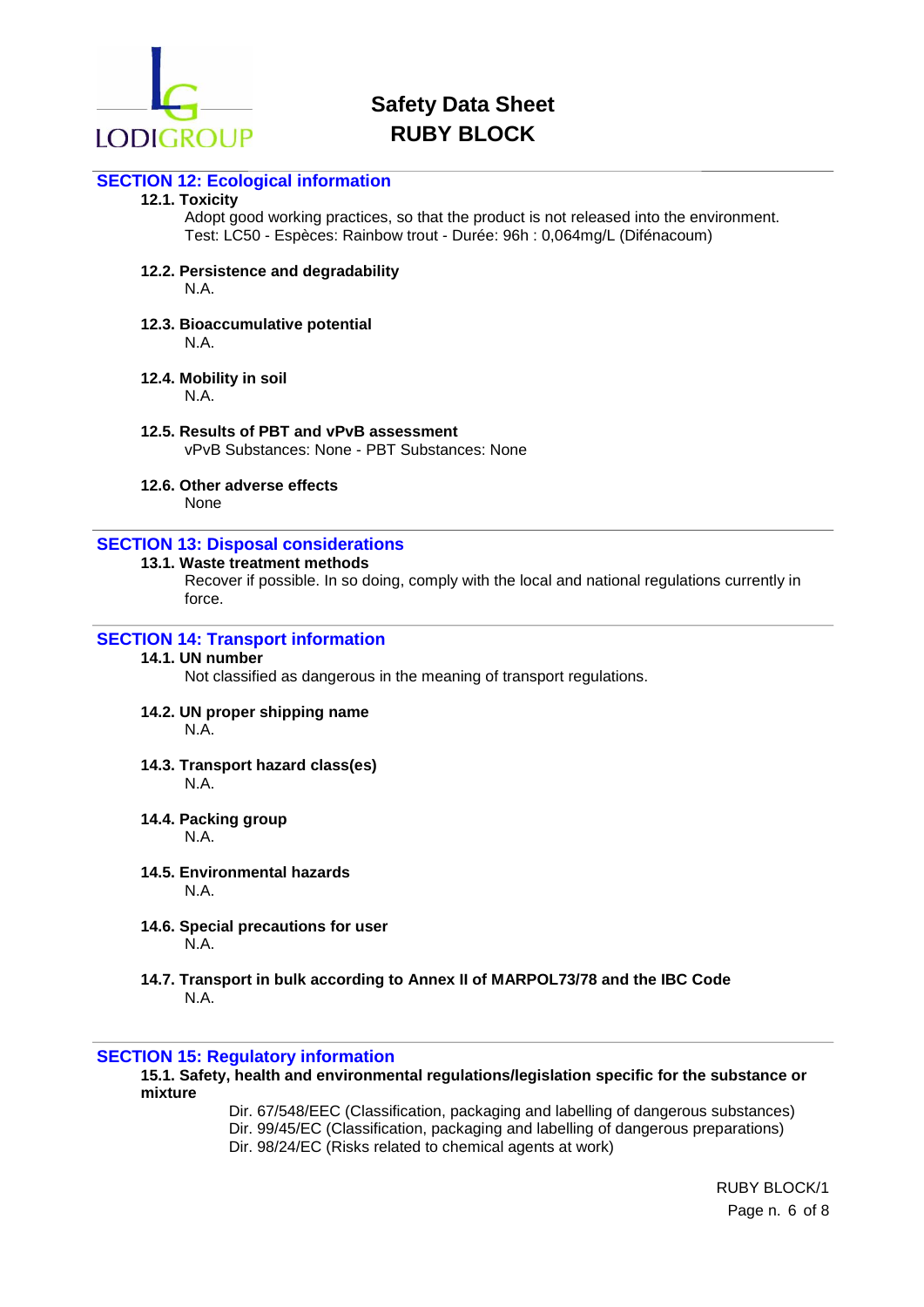## SECTION 12: Ecological information

**12.1. Toxicity**

Adopt good working practices, so that the product is not released into the environment.
Test: LC50 - Espèces: Rainbow trout - Durée: 96h : 0,064mg/L (Difénacoum)

**12.2. Persistence and degradability**

N.A.

**12.3. Bioaccumulative potential**

N.A.

**12.4. Mobility in soil**

N.A.

**12.5. Results of PBT and vPvB assessment**

vPvB Substances: None - PBT Substances: None

**12.6. Other adverse effects**

None

## SECTION 13: Disposal considerations

**13.1. Waste treatment methods**

Recover if possible. In so doing, comply with the local and national regulations currently in force.

## SECTION 14: Transport information

**14.1. UN number**

Not classified as dangerous in the meaning of transport regulations.

**14.2. UN proper shipping name**

N.A.

**14.3. Transport hazard class(es)**

N.A.

**14.4. Packing group**

N.A.

**14.5. Environmental hazards**

N.A.

**14.6. Special precautions for user**

N.A.

**14.7. Transport in bulk according to Annex II of MARPOL73/78 and the IBC Code**

N.A.

## SECTION 15: Regulatory information

**15.1. Safety, health and environmental regulations/legislation specific for the substance or mixture**

Dir. 67/548/EEC (Classification, packaging and labelling of dangerous substances)
Dir. 99/45/EC (Classification, packaging and labelling of dangerous preparations)
Dir. 98/24/EC (Risks related to chemical agents at work)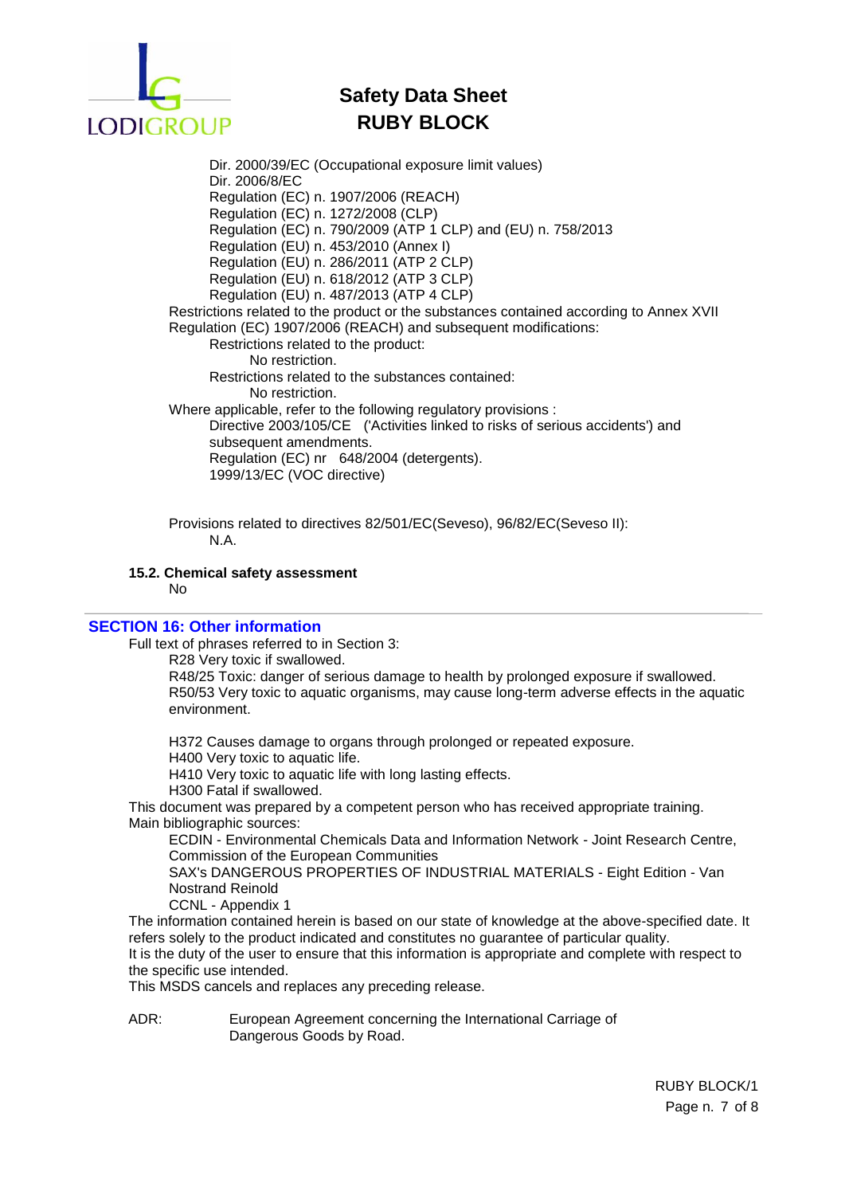Dir. 2000/39/EC (Occupational exposure limit values)
Dir. 2006/8/EC
Regulation (EC) n. 1907/2006 (REACH)
Regulation (EC) n. 1272/2008 (CLP)
Regulation (EC) n. 790/2009 (ATP 1 CLP) and (EU) n. 758/2013
Regulation (EU) n. 453/2010 (Annex I)
Regulation (EU) n. 286/2011 (ATP 2 CLP)
Regulation (EU) n. 618/2012 (ATP 3 CLP)
Regulation (EU) n. 487/2013 (ATP 4 CLP)

Restrictions related to the product or the substances contained according to Annex XVII Regulation (EC) 1907/2006 (REACH) and subsequent modifications:

Restrictions related to the product:
No restriction.

Restrictions related to the substances contained:
No restriction.

Where applicable, refer to the following regulatory provisions :
Directive 2003/105/CE ('Activities linked to risks of serious accidents') and subsequent amendments.
Regulation (EC) nr 648/2004 (detergents).
1999/13/EC (VOC directive)

Provisions related to directives 82/501/EC(Seveso), 96/82/EC(Seveso II):
N.A.

### 15.2. Chemical safety assessment

No

## SECTION 16: Other information

Full text of phrases referred to in Section 3:

R28 Very toxic if swallowed.
R48/25 Toxic: danger of serious damage to health by prolonged exposure if swallowed.
R50/53 Very toxic to aquatic organisms, may cause long-term adverse effects in the aquatic environment.

H372 Causes damage to organs through prolonged or repeated exposure.
H400 Very toxic to aquatic life.
H410 Very toxic to aquatic life with long lasting effects.
H300 Fatal if swallowed.

This document was prepared by a competent person who has received appropriate training.

Main bibliographic sources:

ECDIN - Environmental Chemicals Data and Information Network - Joint Research Centre, Commission of the European Communities
SAX's DANGEROUS PROPERTIES OF INDUSTRIAL MATERIALS - Eight Edition - Van Nostrand Reinold
CCNL - Appendix 1

The information contained herein is based on our state of knowledge at the above-specified date. It refers solely to the product indicated and constitutes no guarantee of particular quality.

It is the duty of the user to ensure that this information is appropriate and complete with respect to the specific use intended.

This MSDS cancels and replaces any preceding release.

ADR: European Agreement concerning the International Carriage of Dangerous Goods by Road.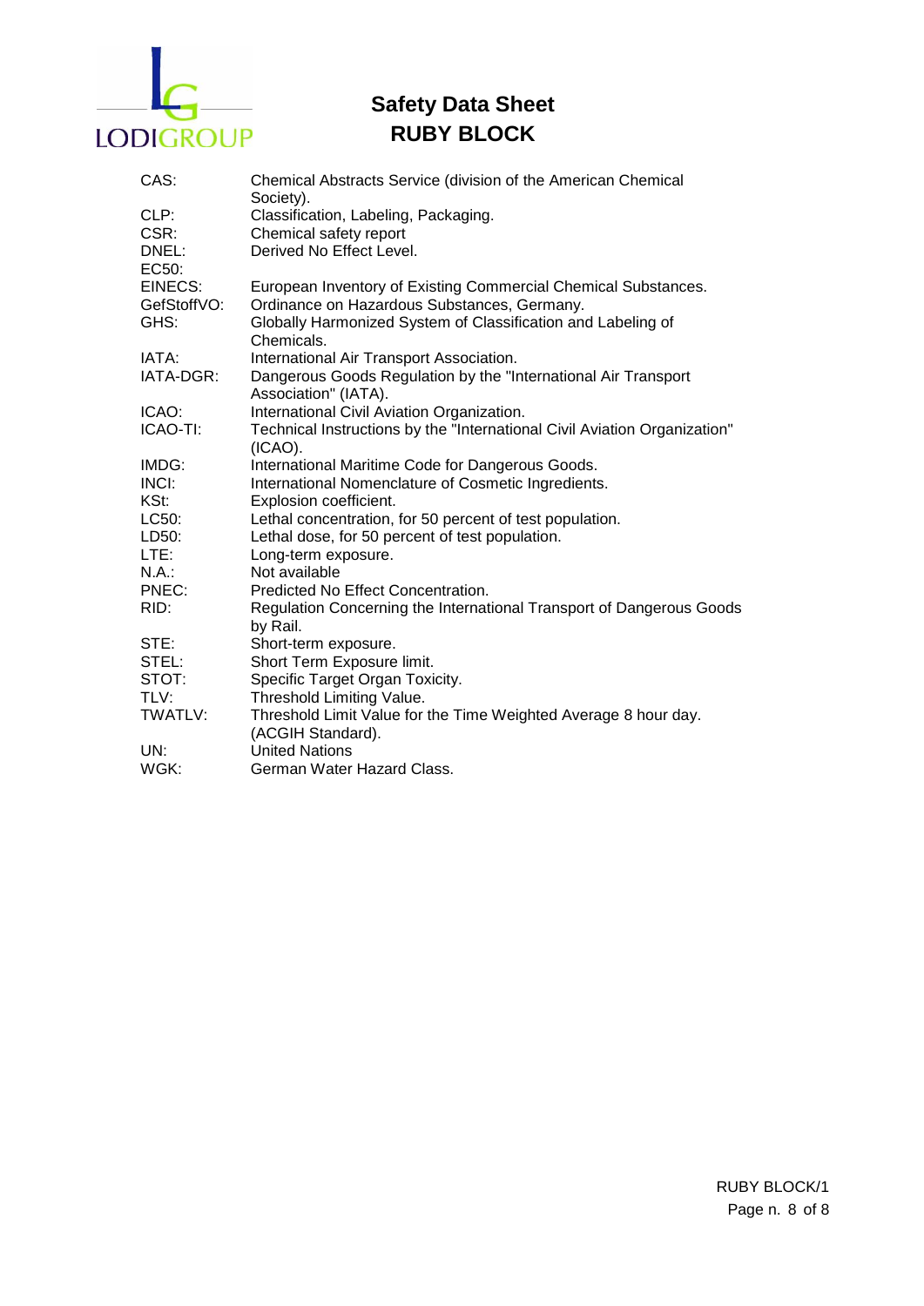| | |
|---|---|
| CAS: | Chemical Abstracts Service (division of the American Chemical Society). |
| CLP: | Classification, Labeling, Packaging. |
| CSR: | Chemical safety report |
| DNEL: | Derived No Effect Level. |
| EC50: | |
| EINECS: | European Inventory of Existing Commercial Chemical Substances. |
| GefStoffVO: | Ordinance on Hazardous Substances, Germany. |
| GHS: | Globally Harmonized System of Classification and Labeling of Chemicals. |
| IATA: | International Air Transport Association. |
| IATA-DGR: | Dangerous Goods Regulation by the "International Air Transport Association" (IATA). |
| ICAO: | International Civil Aviation Organization. |
| ICAO-TI: | Technical Instructions by the "International Civil Aviation Organization" (ICAO). |
| IMDG: | International Maritime Code for Dangerous Goods. |
| INCI: | International Nomenclature of Cosmetic Ingredients. |
| KSt: | Explosion coefficient. |
| LC50: | Lethal concentration, for 50 percent of test population. |
| LD50: | Lethal dose, for 50 percent of test population. |
| LTE: | Long-term exposure. |
| N.A.: | Not available |
| PNEC: | Predicted No Effect Concentration. |
| RID: | Regulation Concerning the International Transport of Dangerous Goods by Rail. |
| STE: | Short-term exposure. |
| STEL: | Short Term Exposure limit. |
| STOT: | Specific Target Organ Toxicity. |
| TLV: | Threshold Limiting Value. |
| TWATLV: | Threshold Limit Value for the Time Weighted Average 8 hour day. (ACGIH Standard). |
| UN: | United Nations |
| WGK: | German Water Hazard Class. |